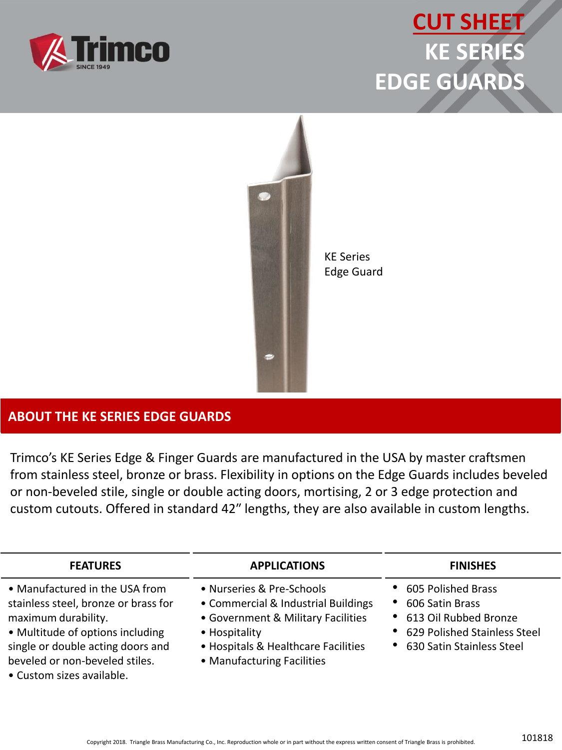# CUT SHEET

# KE SERIES EDGE GUARDS

KE Series Edge Guard

## ABOUT THE KE SERIES EDGE GUARDS

Trimco's KE Series Edge & Finger Guards are manufactured in the USA by master craftsmen from stainless steel, bronze or brass. Flexibility in options on the Edge Guards includes beveled or non-beveled stile, single or double acting doors, mortising, 2 or 3 edge protection and custom cutouts. Offered in standard 42" lengths, they are also available in custom lengths.

| FEATURES | APPLICATIONS | FINISHES |
|---|---|---|
| • Manufactured in the USA from stainless steel, bronze or brass for maximum durability.<br>• Multitude of options including single or double acting doors and beveled or non-beveled stiles.<br>• Custom sizes available. | • Nurseries & Pre-Schools<br>• Commercial & Industrial Buildings<br>• Government & Military Facilities<br>• Hospitality<br>• Hospitals & Healthcare Facilities<br>• Manufacturing Facilities | • 605 Polished Brass<br>• 606 Satin Brass<br>• 613 Oil Rubbed Bronze<br>• 629 Polished Stainless Steel<br>• 630 Satin Stainless Steel |

Copyright 2018. Triangle Brass Manufacturing Co., Inc. Reproduction whole or in part without the express written consent of Triangle Brass is prohibited.

101818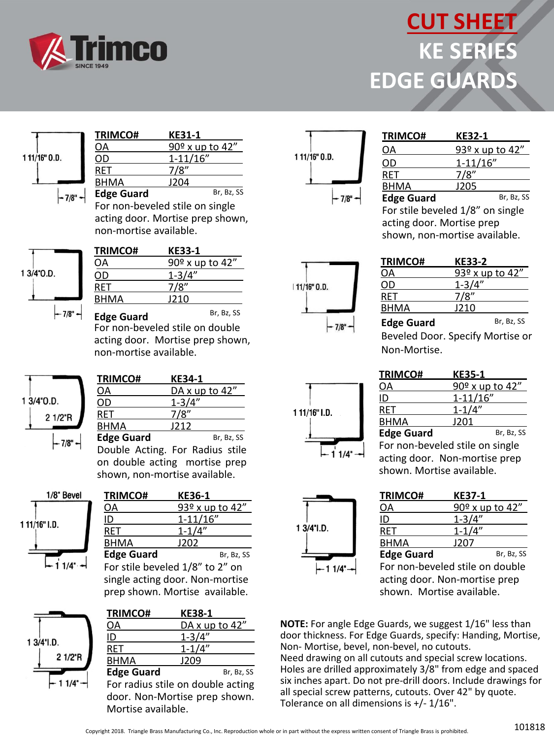# CUT SHEET

# KE SERIES EDGE GUARDS

1 11/16" O.D.

7/8"

| TRIMCO# | KE31-1 |
|---|---|
| OA | 90º x up to 42" |
| OD | 1-11/16" |
| RET | 7/8" |
| BHMA | J204 |

**Edge Guard** Br, Bz, SS

For non-beveled stile on single acting door. Mortise prep shown, non-mortise available.

1 11/16" O.D.

7/8"

| TRIMCO# | KE32-1 |
|---|---|
| OA | 93º x up to 42" |
| OD | 1-11/16" |
| RET | 7/8" |
| BHMA | J205 |

**Edge Guard** Br, Bz, SS

For stile beveled 1/8" on single acting door. Mortise prep shown, non-mortise available.

1 3/4"O.D.

7/8"

| TRIMCO# | KE33-1 |
|---|---|
| OA | 90º x up to 42" |
| OD | 1-3/4" |
| RET | 7/8" |
| BHMA | J210 |

**Edge Guard** Br, Bz, SS

For non-beveled stile on double acting door. Mortise prep shown, non-mortise available.

1 11/16" O.D.

7/8"

| TRIMCO# | KE33-2 |
|---|---|
| OA | 93º x up to 42" |
| OD | 1-3/4" |
| RET | 7/8" |
| BHMA | J210 |

**Edge Guard** Br, Bz, SS

Beveled Door. Specify Mortise or Non-Mortise.

1 3/4"O.D.

2 1/2"R

7/8"

| TRIMCO# | KE34-1 |
|---|---|
| OA | DA x up to 42" |
| OD | 1-3/4" |
| RET | 7/8" |
| BHMA | J212 |

**Edge Guard** Br, Bz, SS

Double Acting. For Radius stile on double acting mortise prep shown, non-mortise available.

1 11/16" I.D.

1 1/4"

| TRIMCO# | KE35-1 |
|---|---|
| OA | 90º x up to 42" |
| ID | 1-11/16" |
| RET | 1-1/4" |
| BHMA | J201 |

**Edge Guard** Br, Bz, SS

For non-beveled stile on single acting door. Non-mortise prep shown. Mortise available.

1/8" Bevel

1 11/16" I.D.

1 1/4"

| TRIMCO# | KE36-1 |
|---|---|
| OA | 93º x up to 42" |
| ID | 1-11/16" |
| RET | 1-1/4" |
| BHMA | J202 |

**Edge Guard** Br, Bz, SS

For stile beveled 1/8" to 2" on single acting door. Non-mortise prep shown. Mortise available.

1 3/4"I.D.

1 1/4"

| TRIMCO# | KE37-1 |
|---|---|
| OA | 90º x up to 42" |
| ID | 1-3/4" |
| RET | 1-1/4" |
| BHMA | J207 |

**Edge Guard** Br, Bz, SS

For non-beveled stile on double acting door. Non-mortise prep shown. Mortise available.

1 3/4"I.D.

2 1/2"R

1 1/4"

| TRIMCO# | KE38-1 |
|---|---|
| OA | DA x up to 42" |
| ID | 1-3/4" |
| RET | 1-1/4" |
| BHMA | J209 |

**Edge Guard** Br, Bz, SS

For radius stile on double acting door. Non-Mortise prep shown. Mortise available.

**NOTE:** For angle Edge Guards, we suggest 1/16" less than door thickness. For Edge Guards, specify: Handing, Mortise, Non- Mortise, bevel, non-bevel, no cutouts.
Need drawing on all cutouts and special screw locations.
Holes are drilled approximately 3/8" from edge and spaced six inches apart. Do not pre-drill doors. Include drawings for all special screw patterns, cutouts. Over 42" by quote.
Tolerance on all dimensions is +/- 1/16".

Copyright 2018. Triangle Brass Manufacturing Co., Inc. Reproduction whole or in part without the express written consent of Triangle Brass is prohibited.

101818